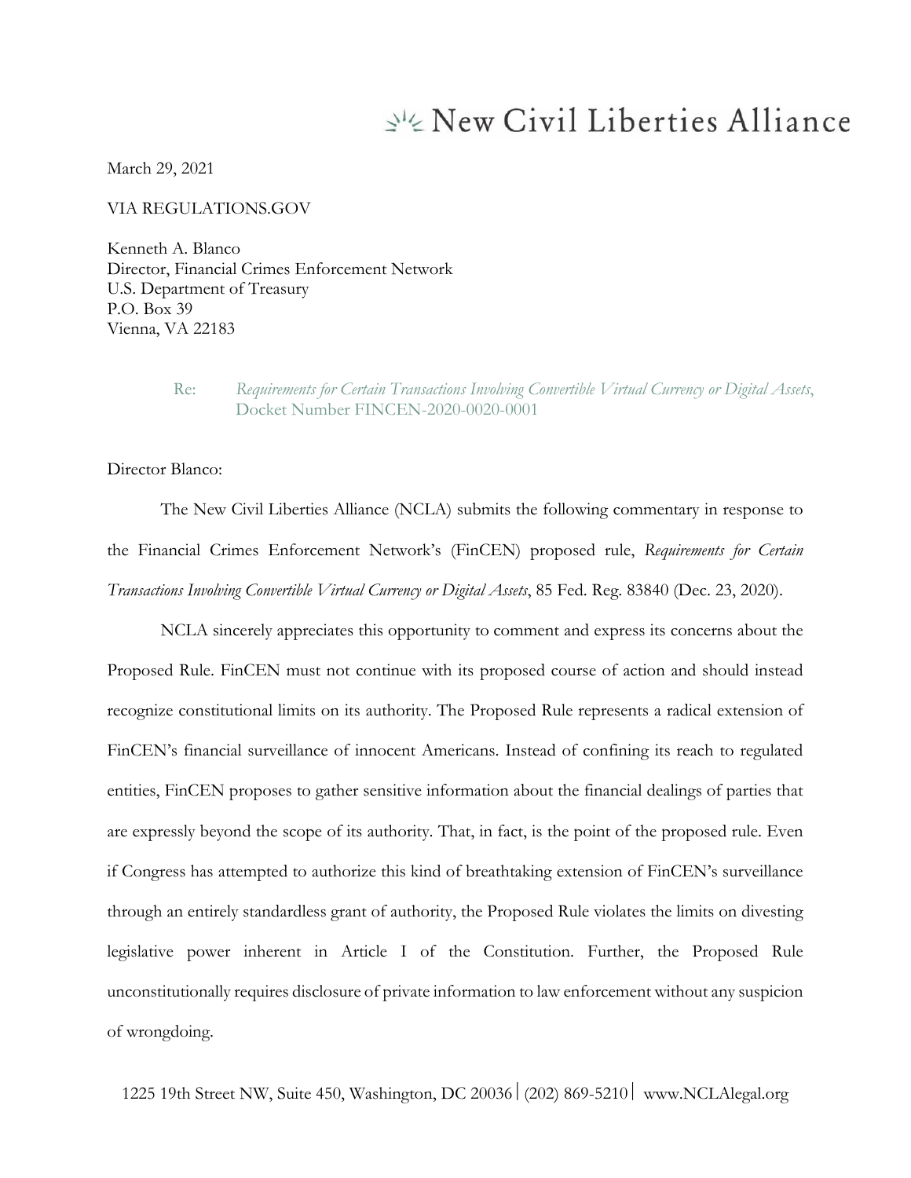# New Civil Liberties Alliance

March 29, 2021

VIA REGULATIONS.GOV

Kenneth A. Blanco
Director, Financial Crimes Enforcement Network
U.S. Department of Treasury
P.O. Box 39
Vienna, VA 22183

Re: *Requirements for Certain Transactions Involving Convertible Virtual Currency or Digital Assets*, Docket Number FINCEN-2020-0020-0001

Director Blanco:

The New Civil Liberties Alliance (NCLA) submits the following commentary in response to the Financial Crimes Enforcement Network's (FinCEN) proposed rule, *Requirements for Certain Transactions Involving Convertible Virtual Currency or Digital Assets*, 85 Fed. Reg. 83840 (Dec. 23, 2020).

NCLA sincerely appreciates this opportunity to comment and express its concerns about the Proposed Rule. FinCEN must not continue with its proposed course of action and should instead recognize constitutional limits on its authority. The Proposed Rule represents a radical extension of FinCEN's financial surveillance of innocent Americans. Instead of confining its reach to regulated entities, FinCEN proposes to gather sensitive information about the financial dealings of parties that are expressly beyond the scope of its authority. That, in fact, is the point of the proposed rule. Even if Congress has attempted to authorize this kind of breathtaking extension of FinCEN's surveillance through an entirely standardless grant of authority, the Proposed Rule violates the limits on divesting legislative power inherent in Article I of the Constitution. Further, the Proposed Rule unconstitutionally requires disclosure of private information to law enforcement without any suspicion of wrongdoing.

1225 19th Street NW, Suite 450, Washington, DC 20036 | (202) 869-5210 | www.NCLAlegal.org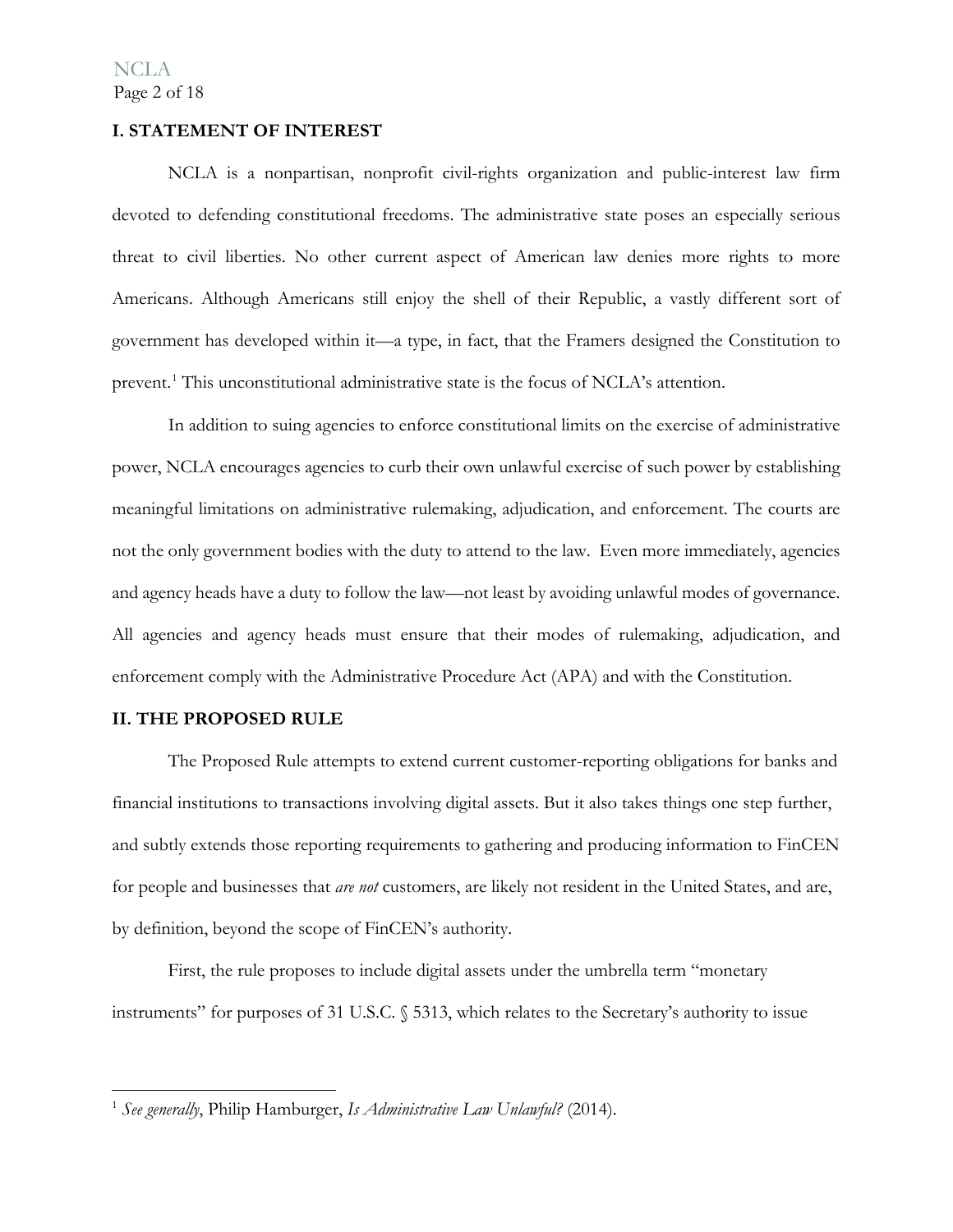## I. STATEMENT OF INTEREST

NCLA is a nonpartisan, nonprofit civil-rights organization and public-interest law firm devoted to defending constitutional freedoms. The administrative state poses an especially serious threat to civil liberties. No other current aspect of American law denies more rights to more Americans. Although Americans still enjoy the shell of their Republic, a vastly different sort of government has developed within it—a type, in fact, that the Framers designed the Constitution to prevent.[1] This unconstitutional administrative state is the focus of NCLA's attention.

In addition to suing agencies to enforce constitutional limits on the exercise of administrative power, NCLA encourages agencies to curb their own unlawful exercise of such power by establishing meaningful limitations on administrative rulemaking, adjudication, and enforcement. The courts are not the only government bodies with the duty to attend to the law. Even more immediately, agencies and agency heads have a duty to follow the law—not least by avoiding unlawful modes of governance. All agencies and agency heads must ensure that their modes of rulemaking, adjudication, and enforcement comply with the Administrative Procedure Act (APA) and with the Constitution.

## II. THE PROPOSED RULE

The Proposed Rule attempts to extend current customer-reporting obligations for banks and financial institutions to transactions involving digital assets. But it also takes things one step further, and subtly extends those reporting requirements to gathering and producing information to FinCEN for people and businesses that *are not* customers, are likely not resident in the United States, and are, by definition, beyond the scope of FinCEN's authority.

First, the rule proposes to include digital assets under the umbrella term "monetary instruments" for purposes of 31 U.S.C. § 5313, which relates to the Secretary's authority to issue

---

[1] *See generally*, Philip Hamburger, *Is Administrative Law Unlawful?* (2014).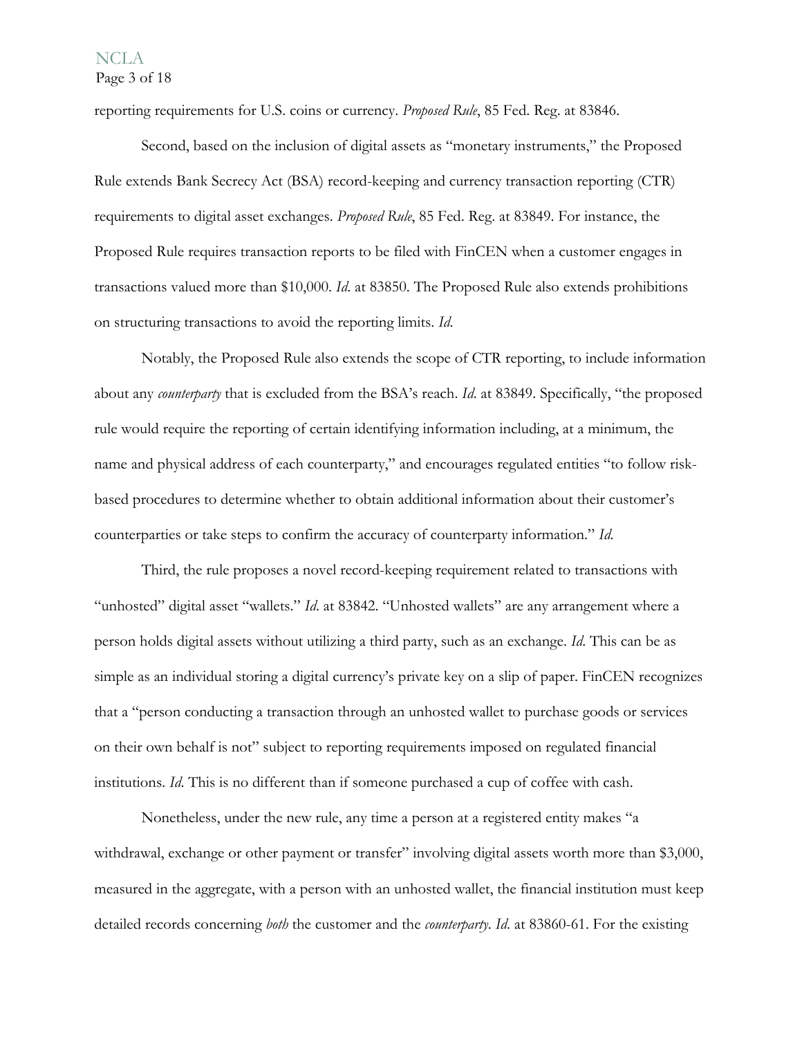reporting requirements for U.S. coins or currency. *Proposed Rule*, 85 Fed. Reg. at 83846.

Second, based on the inclusion of digital assets as "monetary instruments," the Proposed Rule extends Bank Secrecy Act (BSA) record-keeping and currency transaction reporting (CTR) requirements to digital asset exchanges. *Proposed Rule*, 85 Fed. Reg. at 83849. For instance, the Proposed Rule requires transaction reports to be filed with FinCEN when a customer engages in transactions valued more than $10,000. *Id.* at 83850. The Proposed Rule also extends prohibitions on structuring transactions to avoid the reporting limits. *Id.*

Notably, the Proposed Rule also extends the scope of CTR reporting, to include information about any *counterparty* that is excluded from the BSA's reach. *Id.* at 83849. Specifically, "the proposed rule would require the reporting of certain identifying information including, at a minimum, the name and physical address of each counterparty," and encourages regulated entities "to follow risk-based procedures to determine whether to obtain additional information about their customer's counterparties or take steps to confirm the accuracy of counterparty information." *Id.*

Third, the rule proposes a novel record-keeping requirement related to transactions with "unhosted" digital asset "wallets." *Id.* at 83842. "Unhosted wallets" are any arrangement where a person holds digital assets without utilizing a third party, such as an exchange. *Id.* This can be as simple as an individual storing a digital currency's private key on a slip of paper. FinCEN recognizes that a "person conducting a transaction through an unhosted wallet to purchase goods or services on their own behalf is not" subject to reporting requirements imposed on regulated financial institutions. *Id.* This is no different than if someone purchased a cup of coffee with cash.

Nonetheless, under the new rule, any time a person at a registered entity makes "a withdrawal, exchange or other payment or transfer" involving digital assets worth more than $3,000, measured in the aggregate, with a person with an unhosted wallet, the financial institution must keep detailed records concerning *both* the customer and the *counterparty*. *Id.* at 83860-61. For the existing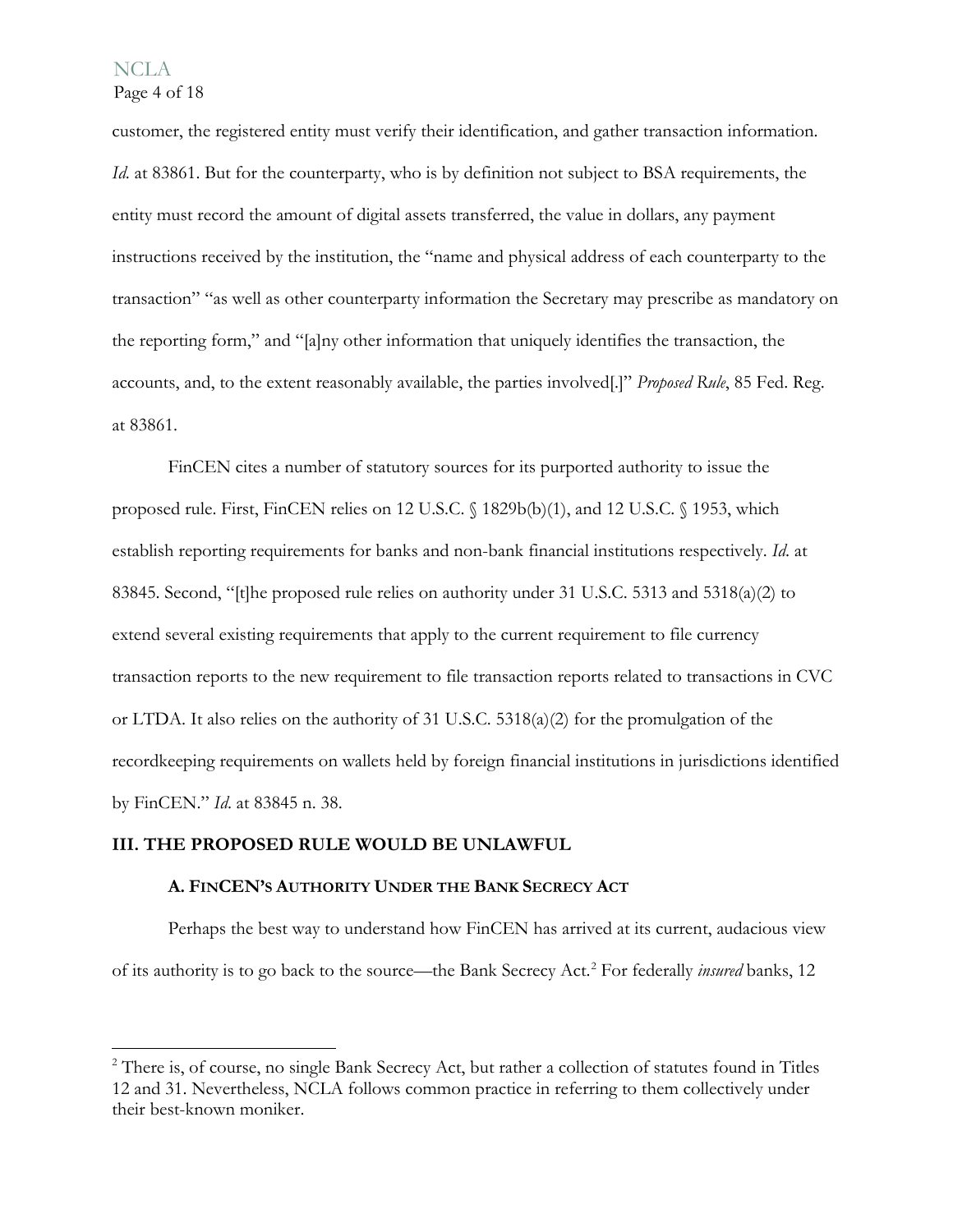customer, the registered entity must verify their identification, and gather transaction information. *Id.* at 83861. But for the counterparty, who is by definition not subject to BSA requirements, the entity must record the amount of digital assets transferred, the value in dollars, any payment instructions received by the institution, the "name and physical address of each counterparty to the transaction" "as well as other counterparty information the Secretary may prescribe as mandatory on the reporting form," and "[a]ny other information that uniquely identifies the transaction, the accounts, and, to the extent reasonably available, the parties involved[.]" *Proposed Rule*, 85 Fed. Reg. at 83861.

FinCEN cites a number of statutory sources for its purported authority to issue the proposed rule. First, FinCEN relies on 12 U.S.C. § 1829b(b)(1), and 12 U.S.C. § 1953, which establish reporting requirements for banks and non-bank financial institutions respectively. *Id.* at 83845. Second, "[t]he proposed rule relies on authority under 31 U.S.C. 5313 and 5318(a)(2) to extend several existing requirements that apply to the current requirement to file currency transaction reports to the new requirement to file transaction reports related to transactions in CVC or LTDA. It also relies on the authority of 31 U.S.C. 5318(a)(2) for the promulgation of the recordkeeping requirements on wallets held by foreign financial institutions in jurisdictions identified by FinCEN." *Id.* at 83845 n. 38.

## III. THE PROPOSED RULE WOULD BE UNLAWFUL

### A. FinCEN's Authority Under the Bank Secrecy Act

Perhaps the best way to understand how FinCEN has arrived at its current, audacious view of its authority is to go back to the source—the Bank Secrecy Act.[2] For federally *insured* banks, 12

---

[2] There is, of course, no single Bank Secrecy Act, but rather a collection of statutes found in Titles 12 and 31. Nevertheless, NCLA follows common practice in referring to them collectively under their best-known moniker.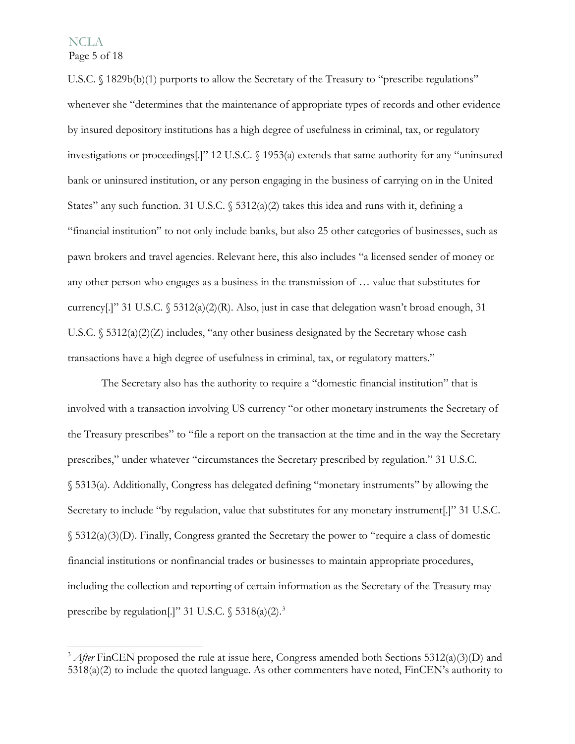U.S.C. § 1829b(b)(1) purports to allow the Secretary of the Treasury to "prescribe regulations" whenever she "determines that the maintenance of appropriate types of records and other evidence by insured depository institutions has a high degree of usefulness in criminal, tax, or regulatory investigations or proceedings[.]" 12 U.S.C. § 1953(a) extends that same authority for any "uninsured bank or uninsured institution, or any person engaging in the business of carrying on in the United States" any such function. 31 U.S.C. § 5312(a)(2) takes this idea and runs with it, defining a "financial institution" to not only include banks, but also 25 other categories of businesses, such as pawn brokers and travel agencies. Relevant here, this also includes "a licensed sender of money or any other person who engages as a business in the transmission of … value that substitutes for currency[.]" 31 U.S.C. § 5312(a)(2)(R). Also, just in case that delegation wasn't broad enough, 31 U.S.C. § 5312(a)(2)(Z) includes, "any other business designated by the Secretary whose cash transactions have a high degree of usefulness in criminal, tax, or regulatory matters."

The Secretary also has the authority to require a "domestic financial institution" that is involved with a transaction involving US currency "or other monetary instruments the Secretary of the Treasury prescribes" to "file a report on the transaction at the time and in the way the Secretary prescribes," under whatever "circumstances the Secretary prescribed by regulation." 31 U.S.C. § 5313(a). Additionally, Congress has delegated defining "monetary instruments" by allowing the Secretary to include "by regulation, value that substitutes for any monetary instrument[.]" 31 U.S.C. § 5312(a)(3)(D). Finally, Congress granted the Secretary the power to "require a class of domestic financial institutions or nonfinancial trades or businesses to maintain appropriate procedures, including the collection and reporting of certain information as the Secretary of the Treasury may prescribe by regulation[.]" 31 U.S.C. § 5318(a)(2).[3]

---

[3] *After* FinCEN proposed the rule at issue here, Congress amended both Sections 5312(a)(3)(D) and 5318(a)(2) to include the quoted language. As other commenters have noted, FinCEN's authority to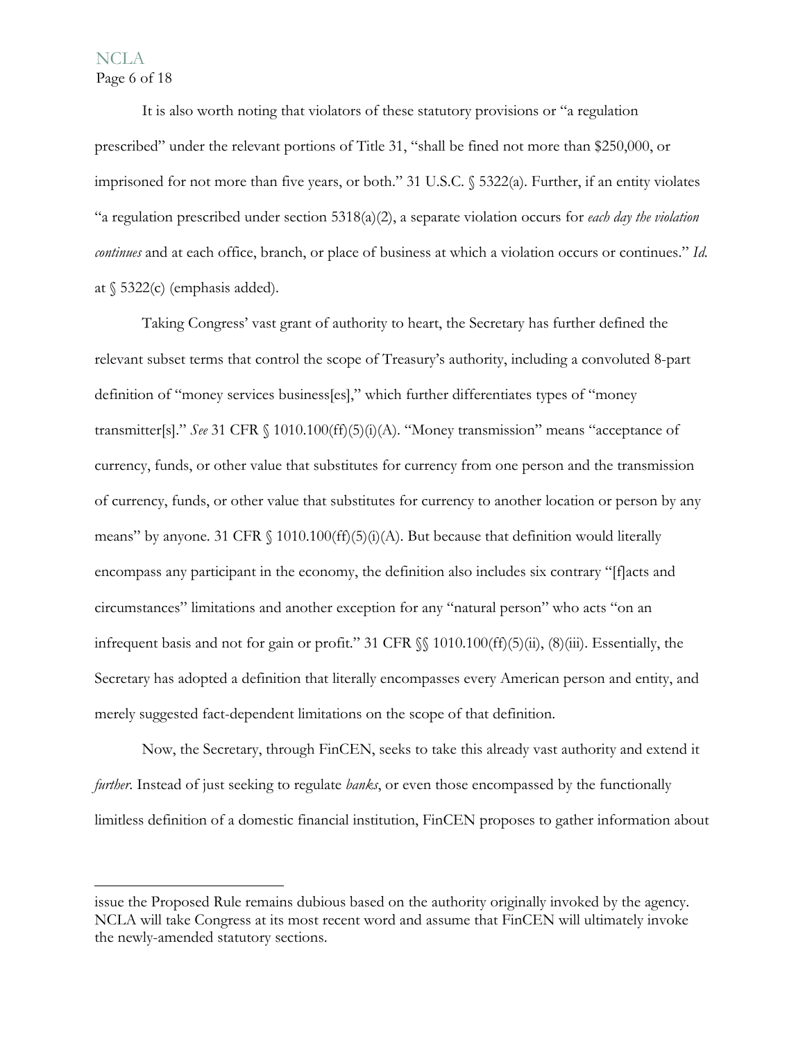It is also worth noting that violators of these statutory provisions or "a regulation prescribed" under the relevant portions of Title 31, "shall be fined not more than $250,000, or imprisoned for not more than five years, or both." 31 U.S.C. § 5322(a). Further, if an entity violates "a regulation prescribed under section 5318(a)(2), a separate violation occurs for *each day the violation continues* and at each office, branch, or place of business at which a violation occurs or continues." *Id.* at § 5322(c) (emphasis added).

Taking Congress' vast grant of authority to heart, the Secretary has further defined the relevant subset terms that control the scope of Treasury's authority, including a convoluted 8-part definition of "money services business[es]," which further differentiates types of "money transmitter[s]." *See* 31 CFR § 1010.100(ff)(5)(i)(A). "Money transmission" means "acceptance of currency, funds, or other value that substitutes for currency from one person and the transmission of currency, funds, or other value that substitutes for currency to another location or person by any means" by anyone. 31 CFR § 1010.100(ff)(5)(i)(A). But because that definition would literally encompass any participant in the economy, the definition also includes six contrary "[f]acts and circumstances" limitations and another exception for any "natural person" who acts "on an infrequent basis and not for gain or profit." 31 CFR §§ 1010.100(ff)(5)(ii), (8)(iii). Essentially, the Secretary has adopted a definition that literally encompasses every American person and entity, and merely suggested fact-dependent limitations on the scope of that definition.

Now, the Secretary, through FinCEN, seeks to take this already vast authority and extend it *further*. Instead of just seeking to regulate *banks*, or even those encompassed by the functionally limitless definition of a domestic financial institution, FinCEN proposes to gather information about

---

issue the Proposed Rule remains dubious based on the authority originally invoked by the agency. NCLA will take Congress at its most recent word and assume that FinCEN will ultimately invoke the newly-amended statutory sections.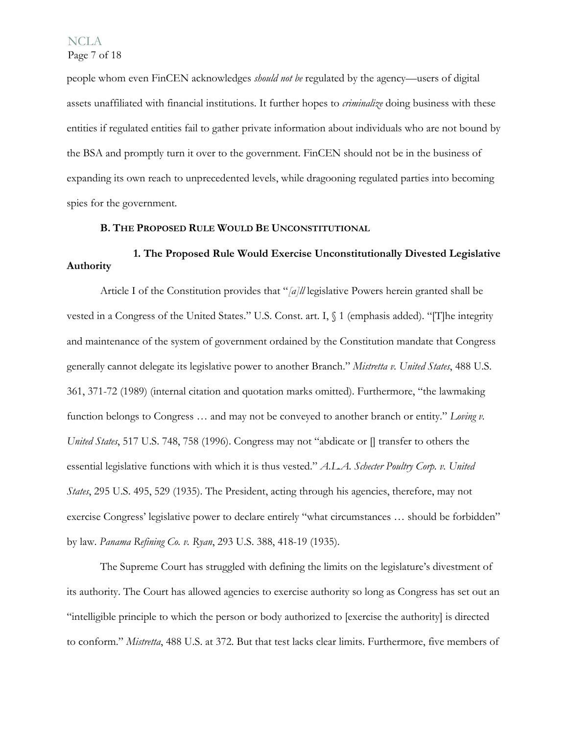people whom even FinCEN acknowledges *should not be* regulated by the agency—users of digital assets unaffiliated with financial institutions. It further hopes to *criminalize* doing business with these entities if regulated entities fail to gather private information about individuals who are not bound by the BSA and promptly turn it over to the government. FinCEN should not be in the business of expanding its own reach to unprecedented levels, while dragooning regulated parties into becoming spies for the government.

### B. The Proposed Rule Would Be Unconstitutional

#### 1. The Proposed Rule Would Exercise Unconstitutionally Divested Legislative Authority

Article I of the Constitution provides that "*[a]ll* legislative Powers herein granted shall be vested in a Congress of the United States." U.S. Const. art. I, § 1 (emphasis added). "[T]he integrity and maintenance of the system of government ordained by the Constitution mandate that Congress generally cannot delegate its legislative power to another Branch." *Mistretta v. United States*, 488 U.S. 361, 371-72 (1989) (internal citation and quotation marks omitted). Furthermore, "the lawmaking function belongs to Congress … and may not be conveyed to another branch or entity." *Loving v. United States*, 517 U.S. 748, 758 (1996). Congress may not "abdicate or [] transfer to others the essential legislative functions with which it is thus vested." *A.L.A. Schecter Poultry Corp. v. United States*, 295 U.S. 495, 529 (1935). The President, acting through his agencies, therefore, may not exercise Congress' legislative power to declare entirely "what circumstances … should be forbidden" by law. *Panama Refining Co. v. Ryan*, 293 U.S. 388, 418-19 (1935).

The Supreme Court has struggled with defining the limits on the legislature's divestment of its authority. The Court has allowed agencies to exercise authority so long as Congress has set out an "intelligible principle to which the person or body authorized to [exercise the authority] is directed to conform." *Mistretta*, 488 U.S. at 372. But that test lacks clear limits. Furthermore, five members of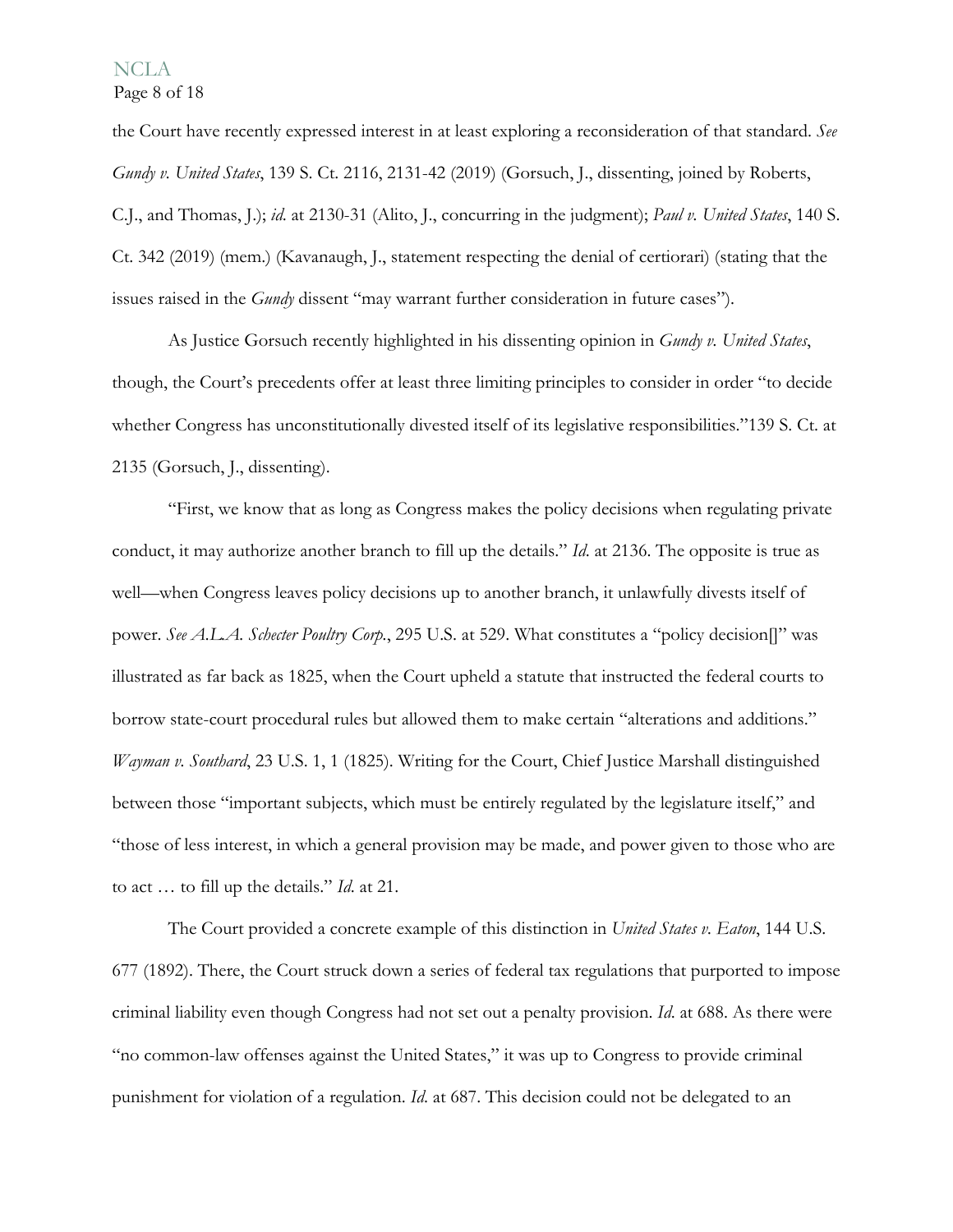the Court have recently expressed interest in at least exploring a reconsideration of that standard. *See Gundy v. United States*, 139 S. Ct. 2116, 2131-42 (2019) (Gorsuch, J., dissenting, joined by Roberts, C.J., and Thomas, J.); *id.* at 2130-31 (Alito, J., concurring in the judgment); *Paul v. United States*, 140 S. Ct. 342 (2019) (mem.) (Kavanaugh, J., statement respecting the denial of certiorari) (stating that the issues raised in the *Gundy* dissent "may warrant further consideration in future cases").

As Justice Gorsuch recently highlighted in his dissenting opinion in *Gundy v. United States*, though, the Court's precedents offer at least three limiting principles to consider in order "to decide whether Congress has unconstitutionally divested itself of its legislative responsibilities."139 S. Ct. at 2135 (Gorsuch, J., dissenting).

"First, we know that as long as Congress makes the policy decisions when regulating private conduct, it may authorize another branch to fill up the details." *Id.* at 2136. The opposite is true as well—when Congress leaves policy decisions up to another branch, it unlawfully divests itself of power. *See A.L.A. Schecter Poultry Corp.*, 295 U.S. at 529. What constitutes a "policy decision[]" was illustrated as far back as 1825, when the Court upheld a statute that instructed the federal courts to borrow state-court procedural rules but allowed them to make certain "alterations and additions." *Wayman v. Southard*, 23 U.S. 1, 1 (1825). Writing for the Court, Chief Justice Marshall distinguished between those "important subjects, which must be entirely regulated by the legislature itself," and "those of less interest, in which a general provision may be made, and power given to those who are to act … to fill up the details." *Id.* at 21.

The Court provided a concrete example of this distinction in *United States v. Eaton*, 144 U.S. 677 (1892). There, the Court struck down a series of federal tax regulations that purported to impose criminal liability even though Congress had not set out a penalty provision. *Id.* at 688. As there were "no common-law offenses against the United States," it was up to Congress to provide criminal punishment for violation of a regulation. *Id.* at 687. This decision could not be delegated to an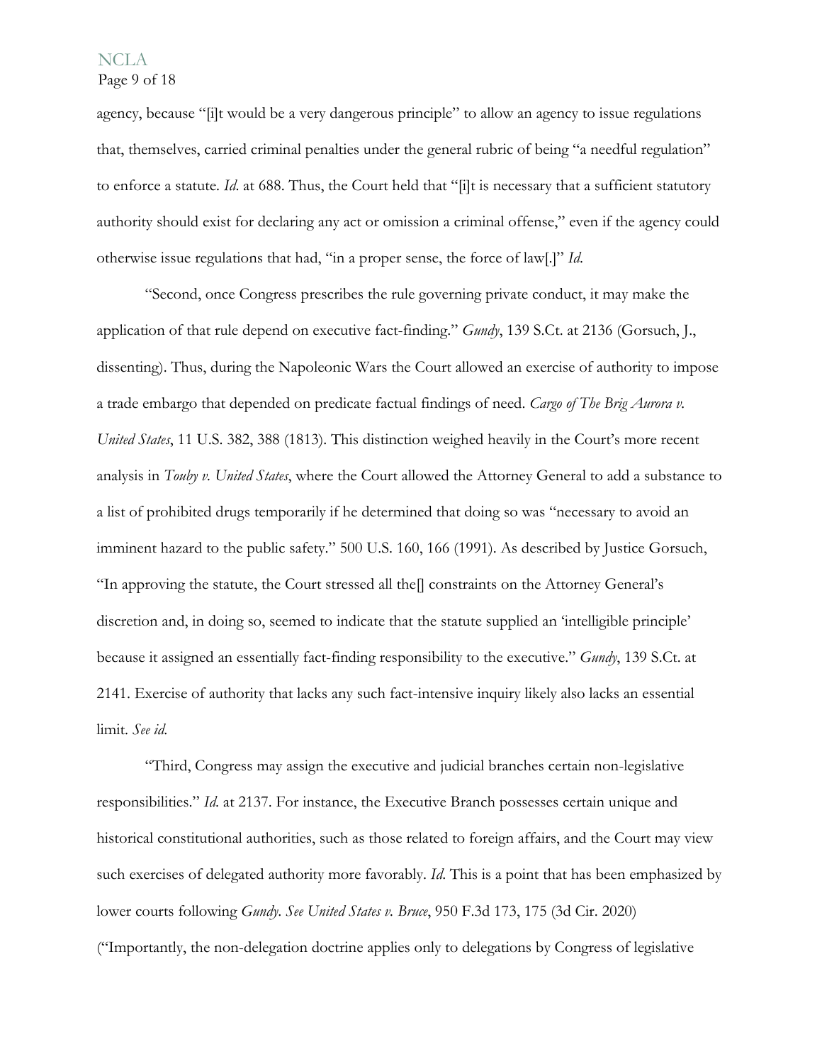agency, because "[i]t would be a very dangerous principle" to allow an agency to issue regulations that, themselves, carried criminal penalties under the general rubric of being "a needful regulation" to enforce a statute. *Id.* at 688. Thus, the Court held that "[i]t is necessary that a sufficient statutory authority should exist for declaring any act or omission a criminal offense," even if the agency could otherwise issue regulations that had, "in a proper sense, the force of law[.]" *Id.*

"Second, once Congress prescribes the rule governing private conduct, it may make the application of that rule depend on executive fact-finding." *Gundy*, 139 S.Ct. at 2136 (Gorsuch, J., dissenting). Thus, during the Napoleonic Wars the Court allowed an exercise of authority to impose a trade embargo that depended on predicate factual findings of need. *Cargo of The Brig Aurora v. United States*, 11 U.S. 382, 388 (1813). This distinction weighed heavily in the Court's more recent analysis in *Touby v. United States*, where the Court allowed the Attorney General to add a substance to a list of prohibited drugs temporarily if he determined that doing so was "necessary to avoid an imminent hazard to the public safety." 500 U.S. 160, 166 (1991). As described by Justice Gorsuch, "In approving the statute, the Court stressed all the[] constraints on the Attorney General's discretion and, in doing so, seemed to indicate that the statute supplied an 'intelligible principle' because it assigned an essentially fact-finding responsibility to the executive." *Gundy*, 139 S.Ct. at 2141. Exercise of authority that lacks any such fact-intensive inquiry likely also lacks an essential limit. *See id.*

"Third, Congress may assign the executive and judicial branches certain non-legislative responsibilities." *Id.* at 2137. For instance, the Executive Branch possesses certain unique and historical constitutional authorities, such as those related to foreign affairs, and the Court may view such exercises of delegated authority more favorably. *Id.* This is a point that has been emphasized by lower courts following *Gundy*. *See United States v. Bruce*, 950 F.3d 173, 175 (3d Cir. 2020) ("Importantly, the non-delegation doctrine applies only to delegations by Congress of legislative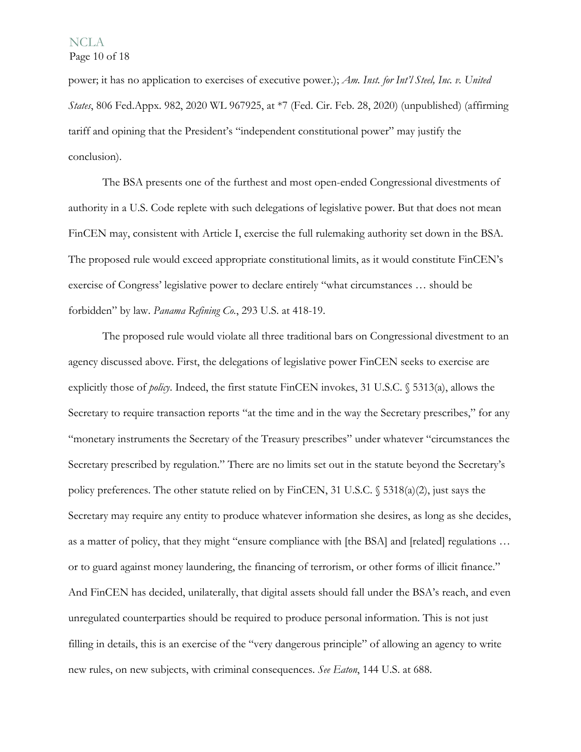power; it has no application to exercises of executive power.); *Am. Inst. for Int'l Steel, Inc. v. United States*, 806 Fed.Appx. 982, 2020 WL 967925, at *7 (Fed. Cir. Feb. 28, 2020) (unpublished) (affirming tariff and opining that the President's "independent constitutional power" may justify the conclusion).

The BSA presents one of the furthest and most open-ended Congressional divestments of authority in a U.S. Code replete with such delegations of legislative power. But that does not mean FinCEN may, consistent with Article I, exercise the full rulemaking authority set down in the BSA. The proposed rule would exceed appropriate constitutional limits, as it would constitute FinCEN's exercise of Congress' legislative power to declare entirely "what circumstances … should be forbidden" by law. *Panama Refining Co.*, 293 U.S. at 418-19.

The proposed rule would violate all three traditional bars on Congressional divestment to an agency discussed above. First, the delegations of legislative power FinCEN seeks to exercise are explicitly those of *policy*. Indeed, the first statute FinCEN invokes, 31 U.S.C. § 5313(a), allows the Secretary to require transaction reports "at the time and in the way the Secretary prescribes," for any "monetary instruments the Secretary of the Treasury prescribes" under whatever "circumstances the Secretary prescribed by regulation." There are no limits set out in the statute beyond the Secretary's policy preferences. The other statute relied on by FinCEN, 31 U.S.C. § 5318(a)(2), just says the Secretary may require any entity to produce whatever information she desires, as long as she decides, as a matter of policy, that they might "ensure compliance with [the BSA] and [related] regulations … or to guard against money laundering, the financing of terrorism, or other forms of illicit finance." And FinCEN has decided, unilaterally, that digital assets should fall under the BSA's reach, and even unregulated counterparties should be required to produce personal information. This is not just filling in details, this is an exercise of the "very dangerous principle" of allowing an agency to write new rules, on new subjects, with criminal consequences. *See Eaton*, 144 U.S. at 688.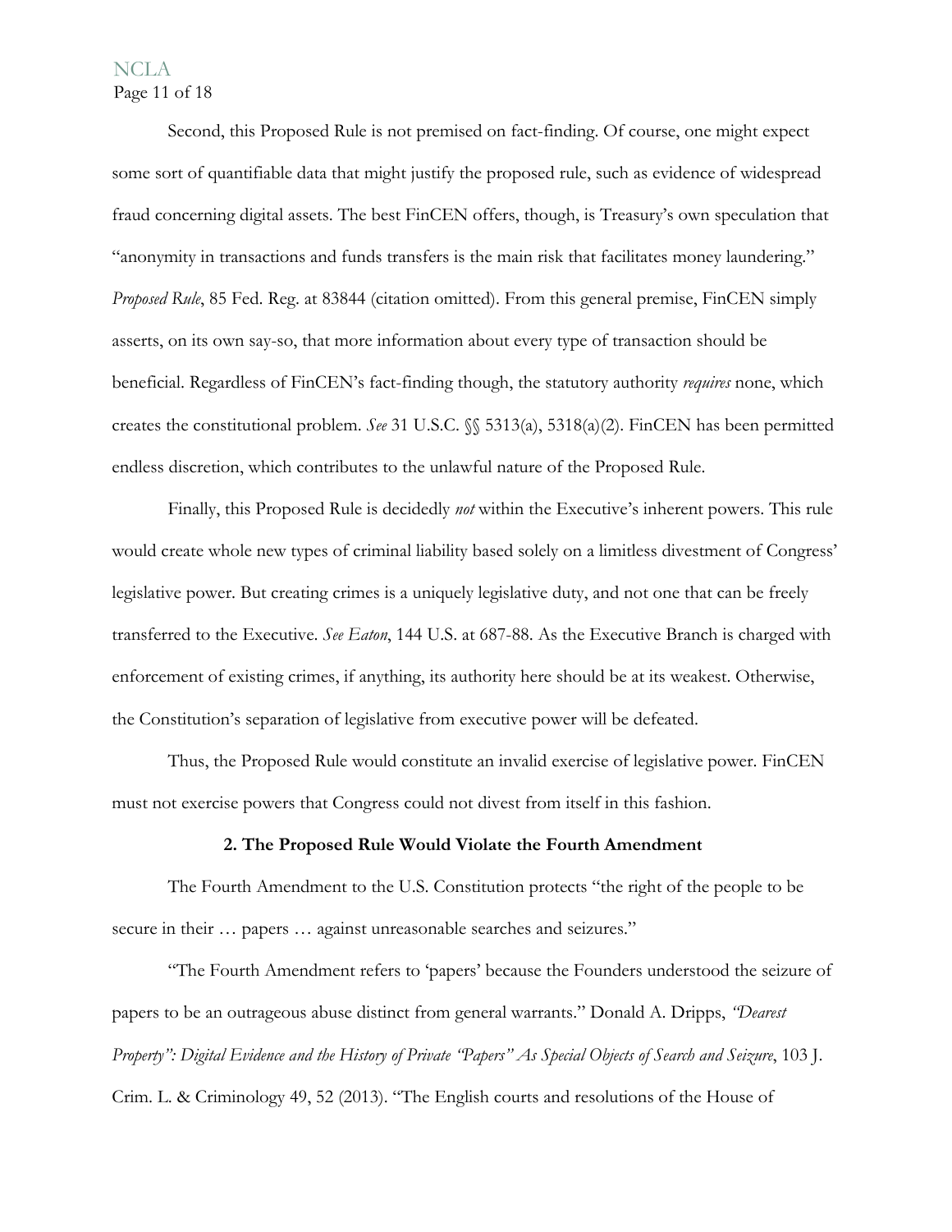Second, this Proposed Rule is not premised on fact-finding. Of course, one might expect some sort of quantifiable data that might justify the proposed rule, such as evidence of widespread fraud concerning digital assets. The best FinCEN offers, though, is Treasury's own speculation that "anonymity in transactions and funds transfers is the main risk that facilitates money laundering." *Proposed Rule*, 85 Fed. Reg. at 83844 (citation omitted). From this general premise, FinCEN simply asserts, on its own say-so, that more information about every type of transaction should be beneficial. Regardless of FinCEN's fact-finding though, the statutory authority *requires* none, which creates the constitutional problem. *See* 31 U.S.C. §§ 5313(a), 5318(a)(2). FinCEN has been permitted endless discretion, which contributes to the unlawful nature of the Proposed Rule.

Finally, this Proposed Rule is decidedly *not* within the Executive's inherent powers. This rule would create whole new types of criminal liability based solely on a limitless divestment of Congress' legislative power. But creating crimes is a uniquely legislative duty, and not one that can be freely transferred to the Executive. *See Eaton*, 144 U.S. at 687-88. As the Executive Branch is charged with enforcement of existing crimes, if anything, its authority here should be at its weakest. Otherwise, the Constitution's separation of legislative from executive power will be defeated.

Thus, the Proposed Rule would constitute an invalid exercise of legislative power. FinCEN must not exercise powers that Congress could not divest from itself in this fashion.

**2. The Proposed Rule Would Violate the Fourth Amendment**

The Fourth Amendment to the U.S. Constitution protects "the right of the people to be secure in their … papers … against unreasonable searches and seizures."

"The Fourth Amendment refers to 'papers' because the Founders understood the seizure of papers to be an outrageous abuse distinct from general warrants." Donald A. Dripps, *"Dearest Property": Digital Evidence and the History of Private "Papers" As Special Objects of Search and Seizure*, 103 J. Crim. L. & Criminology 49, 52 (2013). "The English courts and resolutions of the House of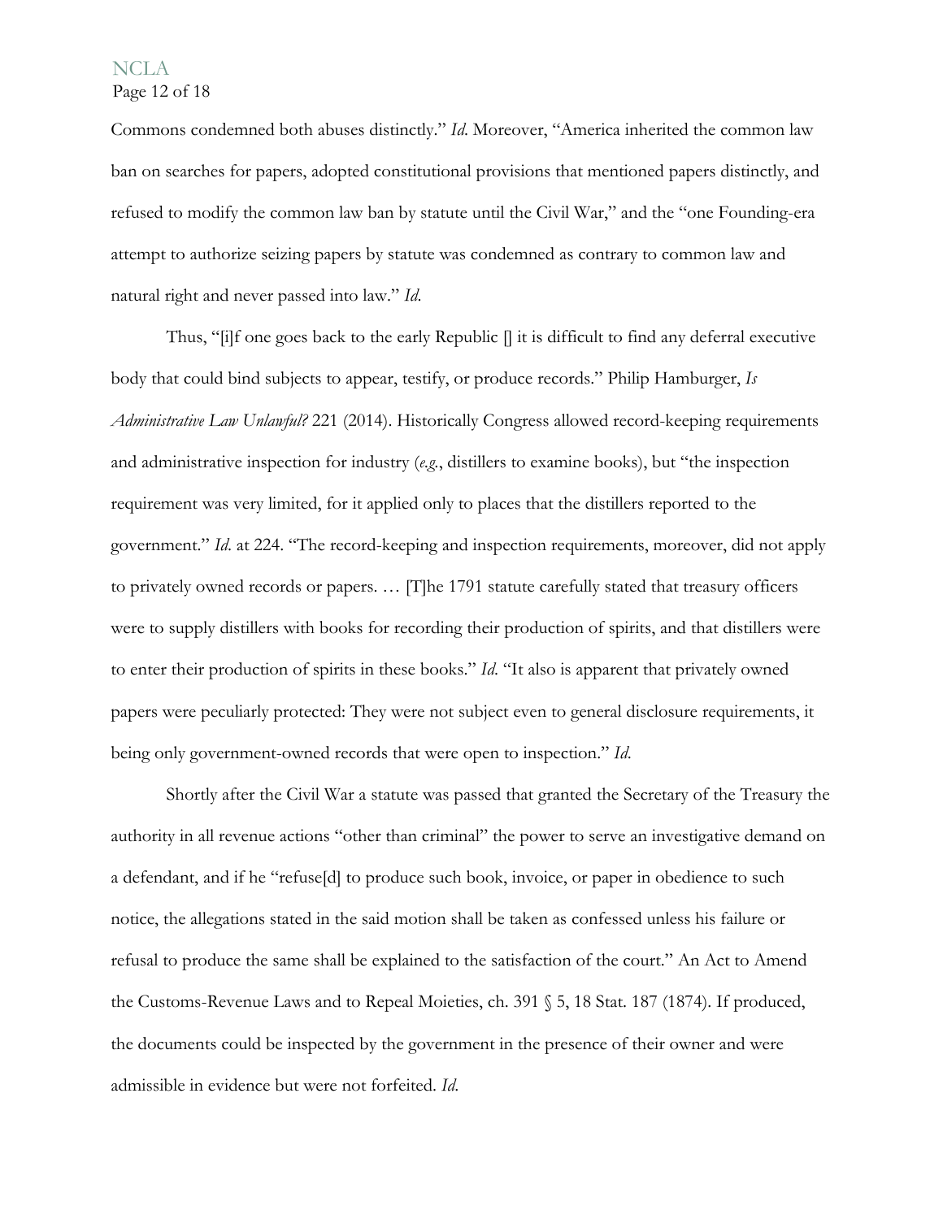Commons condemned both abuses distinctly." *Id*. Moreover, "America inherited the common law ban on searches for papers, adopted constitutional provisions that mentioned papers distinctly, and refused to modify the common law ban by statute until the Civil War," and the "one Founding-era attempt to authorize seizing papers by statute was condemned as contrary to common law and natural right and never passed into law." *Id*.

Thus, "[i]f one goes back to the early Republic [] it is difficult to find any deferral executive body that could bind subjects to appear, testify, or produce records." Philip Hamburger, *Is Administrative Law Unlawful?* 221 (2014). Historically Congress allowed record-keeping requirements and administrative inspection for industry (*e.g.*, distillers to examine books), but "the inspection requirement was very limited, for it applied only to places that the distillers reported to the government." *Id*. at 224. "The record-keeping and inspection requirements, moreover, did not apply to privately owned records or papers. … [T]he 1791 statute carefully stated that treasury officers were to supply distillers with books for recording their production of spirits, and that distillers were to enter their production of spirits in these books." *Id*. "It also is apparent that privately owned papers were peculiarly protected: They were not subject even to general disclosure requirements, it being only government-owned records that were open to inspection." *Id*.

Shortly after the Civil War a statute was passed that granted the Secretary of the Treasury the authority in all revenue actions "other than criminal" the power to serve an investigative demand on a defendant, and if he "refuse[d] to produce such book, invoice, or paper in obedience to such notice, the allegations stated in the said motion shall be taken as confessed unless his failure or refusal to produce the same shall be explained to the satisfaction of the court." An Act to Amend the Customs-Revenue Laws and to Repeal Moieties, ch. 391 § 5, 18 Stat. 187 (1874). If produced, the documents could be inspected by the government in the presence of their owner and were admissible in evidence but were not forfeited. *Id*.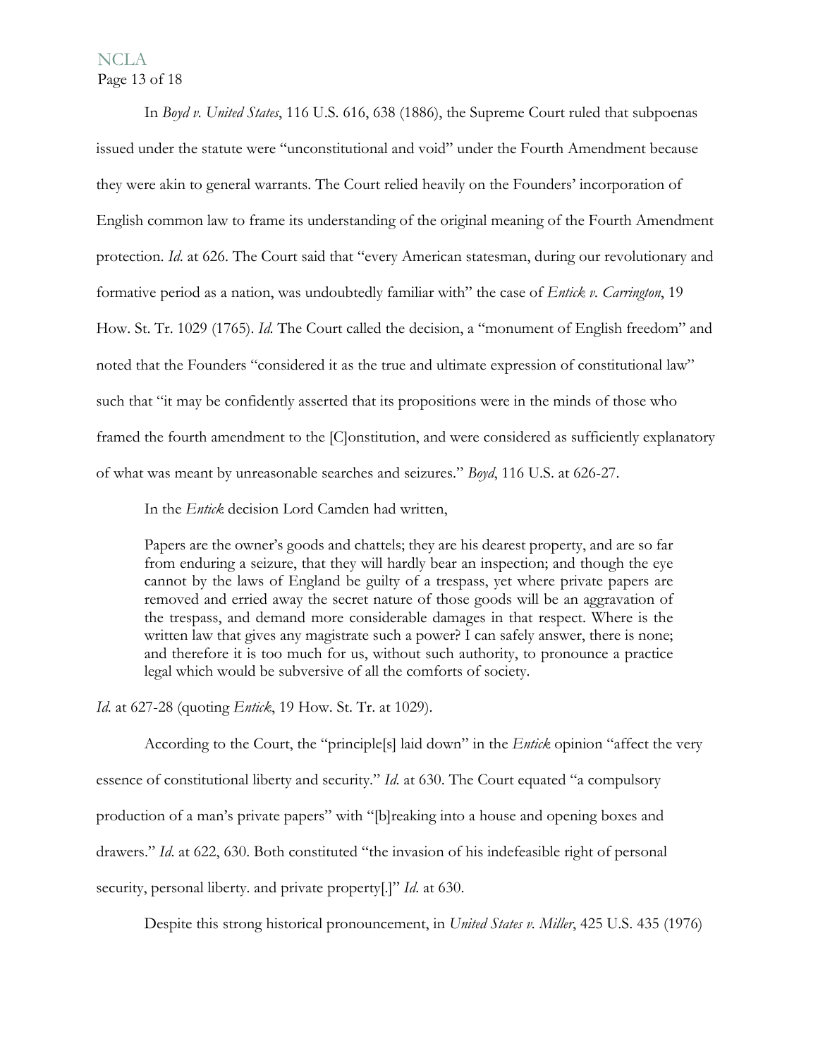In *Boyd v. United States*, 116 U.S. 616, 638 (1886), the Supreme Court ruled that subpoenas issued under the statute were "unconstitutional and void" under the Fourth Amendment because they were akin to general warrants. The Court relied heavily on the Founders' incorporation of English common law to frame its understanding of the original meaning of the Fourth Amendment protection. *Id.* at 626. The Court said that "every American statesman, during our revolutionary and formative period as a nation, was undoubtedly familiar with" the case of *Entick v. Carrington*, 19 How. St. Tr. 1029 (1765). *Id.* The Court called the decision, a "monument of English freedom" and noted that the Founders "considered it as the true and ultimate expression of constitutional law" such that "it may be confidently asserted that its propositions were in the minds of those who framed the fourth amendment to the [C]onstitution, and were considered as sufficiently explanatory of what was meant by unreasonable searches and seizures." *Boyd*, 116 U.S. at 626-27.

In the *Entick* decision Lord Camden had written,

> Papers are the owner's goods and chattels; they are his dearest property, and are so far from enduring a seizure, that they will hardly bear an inspection; and though the eye cannot by the laws of England be guilty of a trespass, yet where private papers are removed and erried away the secret nature of those goods will be an aggravation of the trespass, and demand more considerable damages in that respect. Where is the written law that gives any magistrate such a power? I can safely answer, there is none; and therefore it is too much for us, without such authority, to pronounce a practice legal which would be subversive of all the comforts of society.

*Id.* at 627-28 (quoting *Entick*, 19 How. St. Tr. at 1029).

According to the Court, the "principle[s] laid down" in the *Entick* opinion "affect the very essence of constitutional liberty and security." *Id.* at 630. The Court equated "a compulsory production of a man's private papers" with "[b]reaking into a house and opening boxes and drawers." *Id.* at 622, 630. Both constituted "the invasion of his indefeasible right of personal security, personal liberty. and private property[.]" *Id.* at 630.

Despite this strong historical pronouncement, in *United States v. Miller*, 425 U.S. 435 (1976)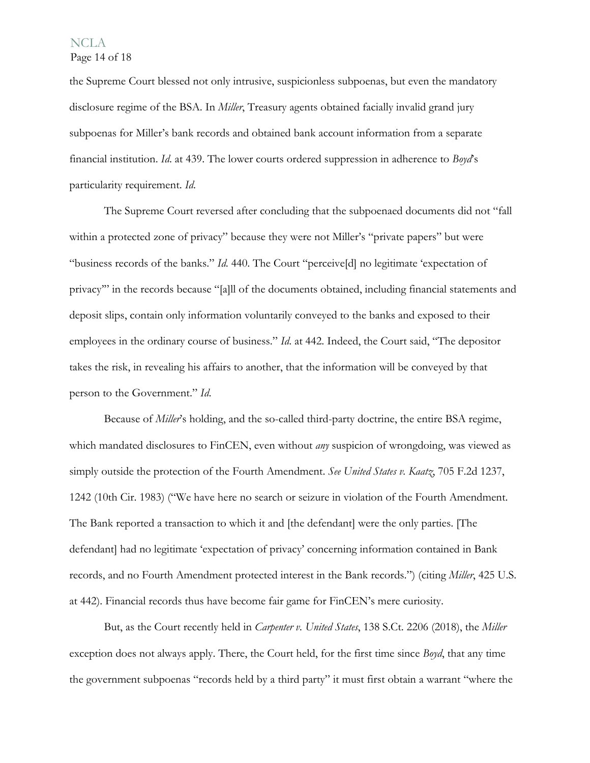the Supreme Court blessed not only intrusive, suspicionless subpoenas, but even the mandatory disclosure regime of the BSA. In *Miller*, Treasury agents obtained facially invalid grand jury subpoenas for Miller's bank records and obtained bank account information from a separate financial institution. *Id*. at 439. The lower courts ordered suppression in adherence to *Boyd*'s particularity requirement. *Id*.

The Supreme Court reversed after concluding that the subpoenaed documents did not "fall within a protected zone of privacy" because they were not Miller's "private papers" but were "business records of the banks." *Id*. 440. The Court "perceive[d] no legitimate 'expectation of privacy'" in the records because "[a]ll of the documents obtained, including financial statements and deposit slips, contain only information voluntarily conveyed to the banks and exposed to their employees in the ordinary course of business." *Id*. at 442. Indeed, the Court said, "The depositor takes the risk, in revealing his affairs to another, that the information will be conveyed by that person to the Government." *Id*.

Because of *Miller*'s holding, and the so-called third-party doctrine, the entire BSA regime, which mandated disclosures to FinCEN, even without *any* suspicion of wrongdoing, was viewed as simply outside the protection of the Fourth Amendment. *See United States v. Kaatz*, 705 F.2d 1237, 1242 (10th Cir. 1983) ("We have here no search or seizure in violation of the Fourth Amendment. The Bank reported a transaction to which it and [the defendant] were the only parties. [The defendant] had no legitimate 'expectation of privacy' concerning information contained in Bank records, and no Fourth Amendment protected interest in the Bank records.") (citing *Miller*, 425 U.S. at 442). Financial records thus have become fair game for FinCEN's mere curiosity.

But, as the Court recently held in *Carpenter v. United States*, 138 S.Ct. 2206 (2018), the *Miller* exception does not always apply. There, the Court held, for the first time since *Boyd*, that any time the government subpoenas "records held by a third party" it must first obtain a warrant "where the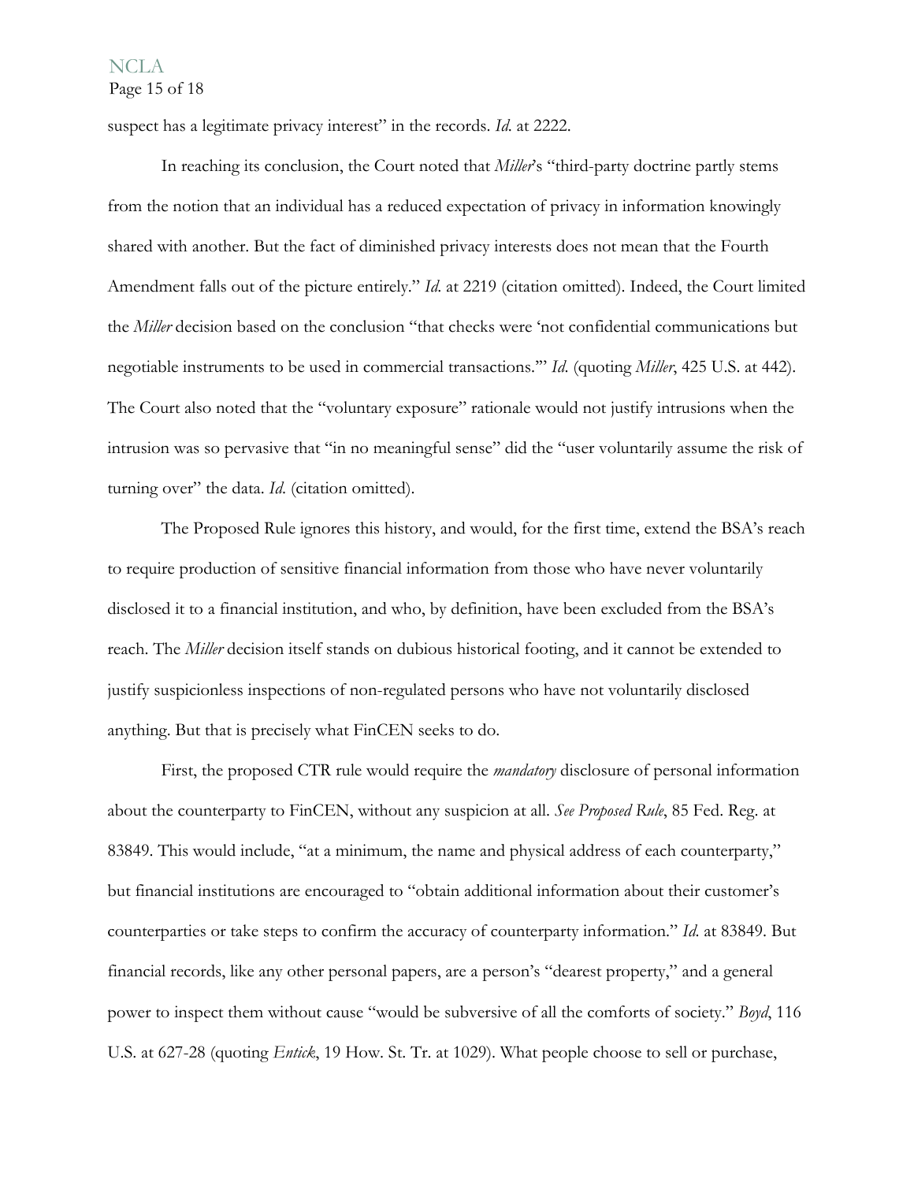suspect has a legitimate privacy interest" in the records. *Id.* at 2222.

In reaching its conclusion, the Court noted that *Miller*'s "third-party doctrine partly stems from the notion that an individual has a reduced expectation of privacy in information knowingly shared with another. But the fact of diminished privacy interests does not mean that the Fourth Amendment falls out of the picture entirely." *Id.* at 2219 (citation omitted). Indeed, the Court limited the *Miller* decision based on the conclusion "that checks were 'not confidential communications but negotiable instruments to be used in commercial transactions.'" *Id.* (quoting *Miller*, 425 U.S. at 442). The Court also noted that the "voluntary exposure" rationale would not justify intrusions when the intrusion was so pervasive that "in no meaningful sense" did the "user voluntarily assume the risk of turning over" the data. *Id.* (citation omitted).

The Proposed Rule ignores this history, and would, for the first time, extend the BSA's reach to require production of sensitive financial information from those who have never voluntarily disclosed it to a financial institution, and who, by definition, have been excluded from the BSA's reach. The *Miller* decision itself stands on dubious historical footing, and it cannot be extended to justify suspicionless inspections of non-regulated persons who have not voluntarily disclosed anything. But that is precisely what FinCEN seeks to do.

First, the proposed CTR rule would require the *mandatory* disclosure of personal information about the counterparty to FinCEN, without any suspicion at all. *See Proposed Rule*, 85 Fed. Reg. at 83849. This would include, "at a minimum, the name and physical address of each counterparty," but financial institutions are encouraged to "obtain additional information about their customer's counterparties or take steps to confirm the accuracy of counterparty information." *Id.* at 83849. But financial records, like any other personal papers, are a person's "dearest property," and a general power to inspect them without cause "would be subversive of all the comforts of society." *Boyd*, 116 U.S. at 627-28 (quoting *Entick*, 19 How. St. Tr. at 1029). What people choose to sell or purchase,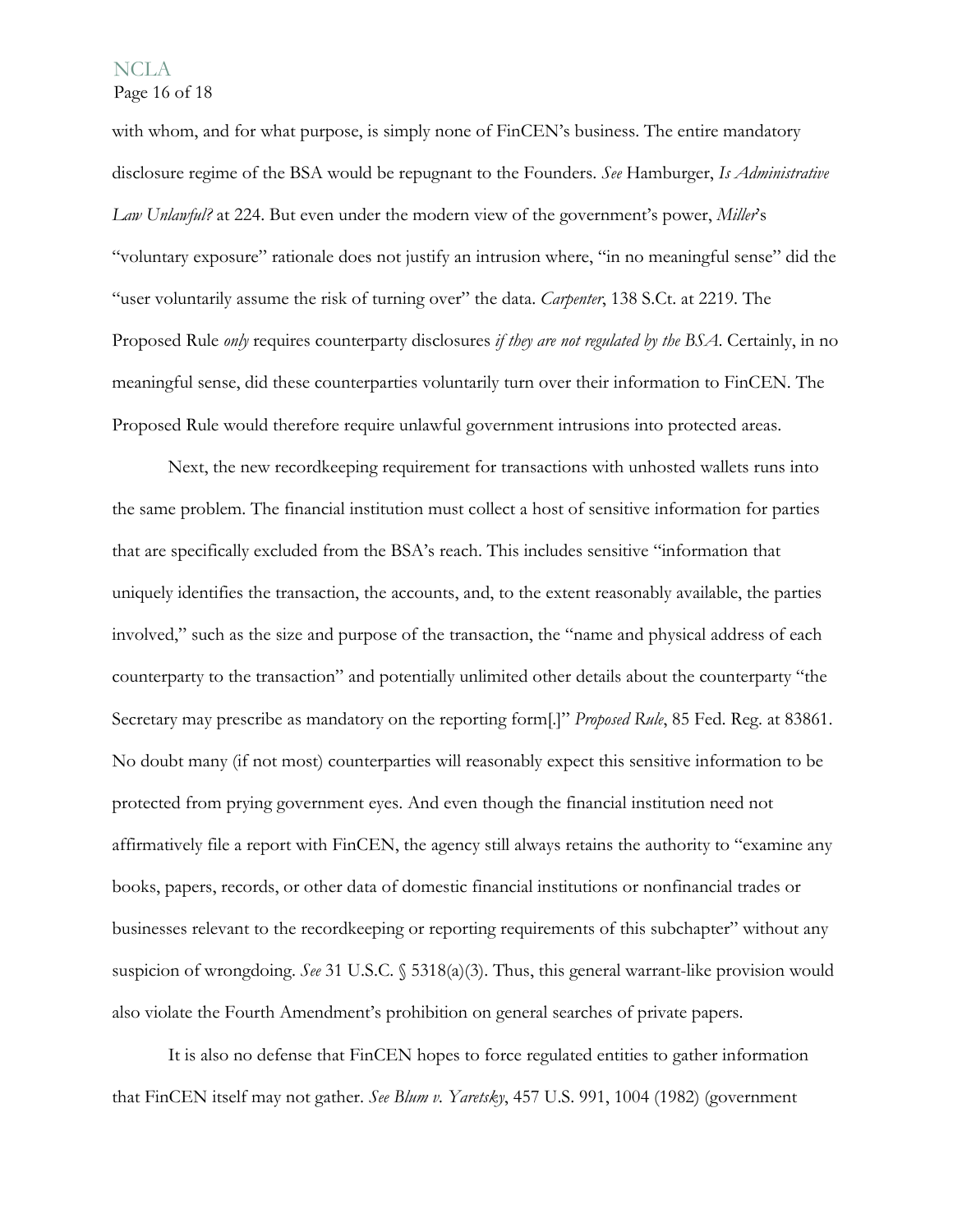with whom, and for what purpose, is simply none of FinCEN's business. The entire mandatory disclosure regime of the BSA would be repugnant to the Founders. *See* Hamburger, *Is Administrative Law Unlawful?* at 224. But even under the modern view of the government's power, *Miller*'s "voluntary exposure" rationale does not justify an intrusion where, "in no meaningful sense" did the "user voluntarily assume the risk of turning over" the data. *Carpenter*, 138 S.Ct. at 2219. The Proposed Rule *only* requires counterparty disclosures *if they are not regulated by the BSA*. Certainly, in no meaningful sense, did these counterparties voluntarily turn over their information to FinCEN. The Proposed Rule would therefore require unlawful government intrusions into protected areas.

Next, the new recordkeeping requirement for transactions with unhosted wallets runs into the same problem. The financial institution must collect a host of sensitive information for parties that are specifically excluded from the BSA's reach. This includes sensitive "information that uniquely identifies the transaction, the accounts, and, to the extent reasonably available, the parties involved," such as the size and purpose of the transaction, the "name and physical address of each counterparty to the transaction" and potentially unlimited other details about the counterparty "the Secretary may prescribe as mandatory on the reporting form[.]" *Proposed Rule*, 85 Fed. Reg. at 83861. No doubt many (if not most) counterparties will reasonably expect this sensitive information to be protected from prying government eyes. And even though the financial institution need not affirmatively file a report with FinCEN, the agency still always retains the authority to "examine any books, papers, records, or other data of domestic financial institutions or nonfinancial trades or businesses relevant to the recordkeeping or reporting requirements of this subchapter" without any suspicion of wrongdoing. *See* 31 U.S.C. § 5318(a)(3). Thus, this general warrant-like provision would also violate the Fourth Amendment's prohibition on general searches of private papers.

It is also no defense that FinCEN hopes to force regulated entities to gather information that FinCEN itself may not gather. *See Blum v. Yaretsky*, 457 U.S. 991, 1004 (1982) (government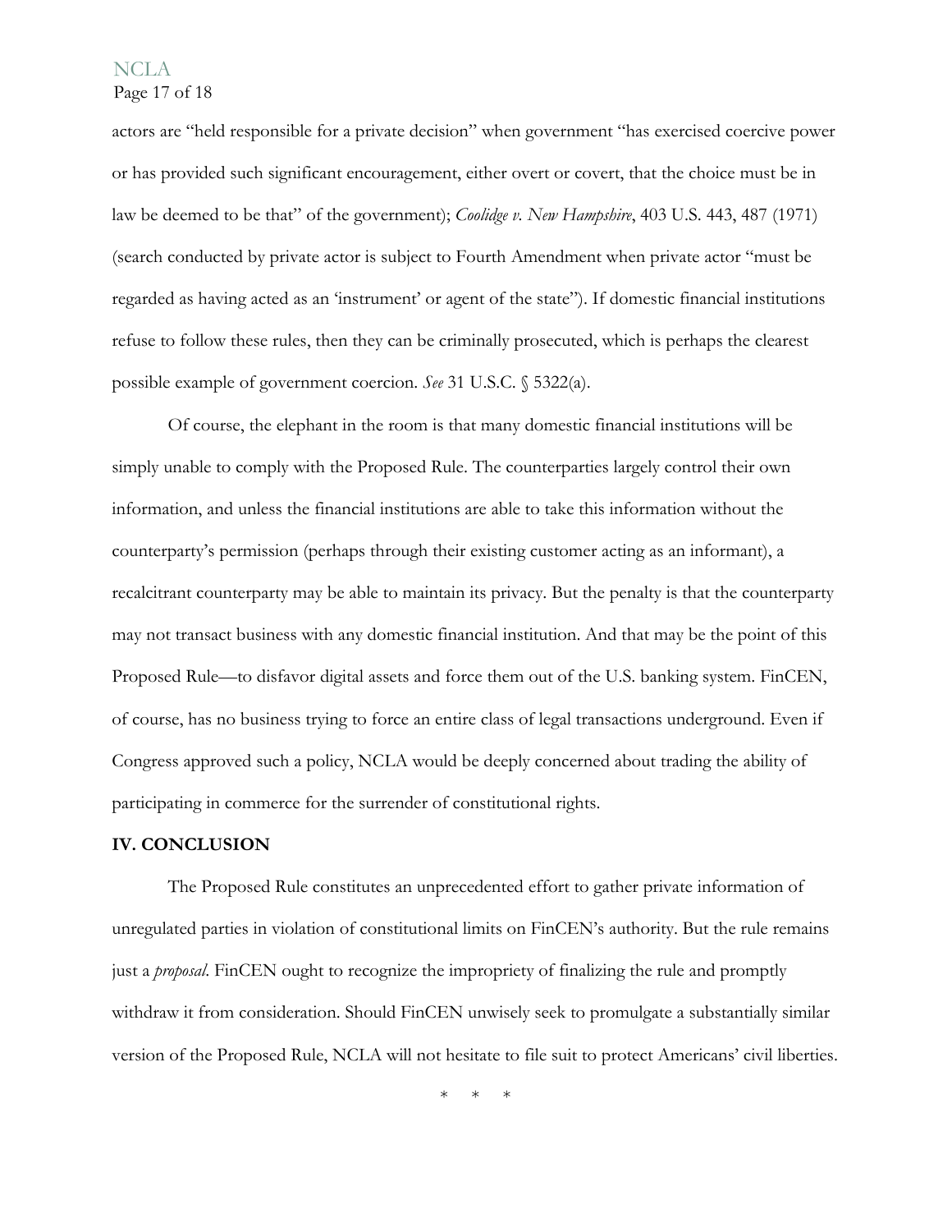actors are "held responsible for a private decision" when government "has exercised coercive power or has provided such significant encouragement, either overt or covert, that the choice must be in law be deemed to be that" of the government); *Coolidge v. New Hampshire*, 403 U.S. 443, 487 (1971) (search conducted by private actor is subject to Fourth Amendment when private actor "must be regarded as having acted as an 'instrument' or agent of the state"). If domestic financial institutions refuse to follow these rules, then they can be criminally prosecuted, which is perhaps the clearest possible example of government coercion. *See* 31 U.S.C. § 5322(a).

Of course, the elephant in the room is that many domestic financial institutions will be simply unable to comply with the Proposed Rule. The counterparties largely control their own information, and unless the financial institutions are able to take this information without the counterparty's permission (perhaps through their existing customer acting as an informant), a recalcitrant counterparty may be able to maintain its privacy. But the penalty is that the counterparty may not transact business with any domestic financial institution. And that may be the point of this Proposed Rule—to disfavor digital assets and force them out of the U.S. banking system. FinCEN, of course, has no business trying to force an entire class of legal transactions underground. Even if Congress approved such a policy, NCLA would be deeply concerned about trading the ability of participating in commerce for the surrender of constitutional rights.

## IV. CONCLUSION

The Proposed Rule constitutes an unprecedented effort to gather private information of unregulated parties in violation of constitutional limits on FinCEN's authority. But the rule remains just a *proposal*. FinCEN ought to recognize the impropriety of finalizing the rule and promptly withdraw it from consideration. Should FinCEN unwisely seek to promulgate a substantially similar version of the Proposed Rule, NCLA will not hesitate to file suit to protect Americans' civil liberties.

\* \* \*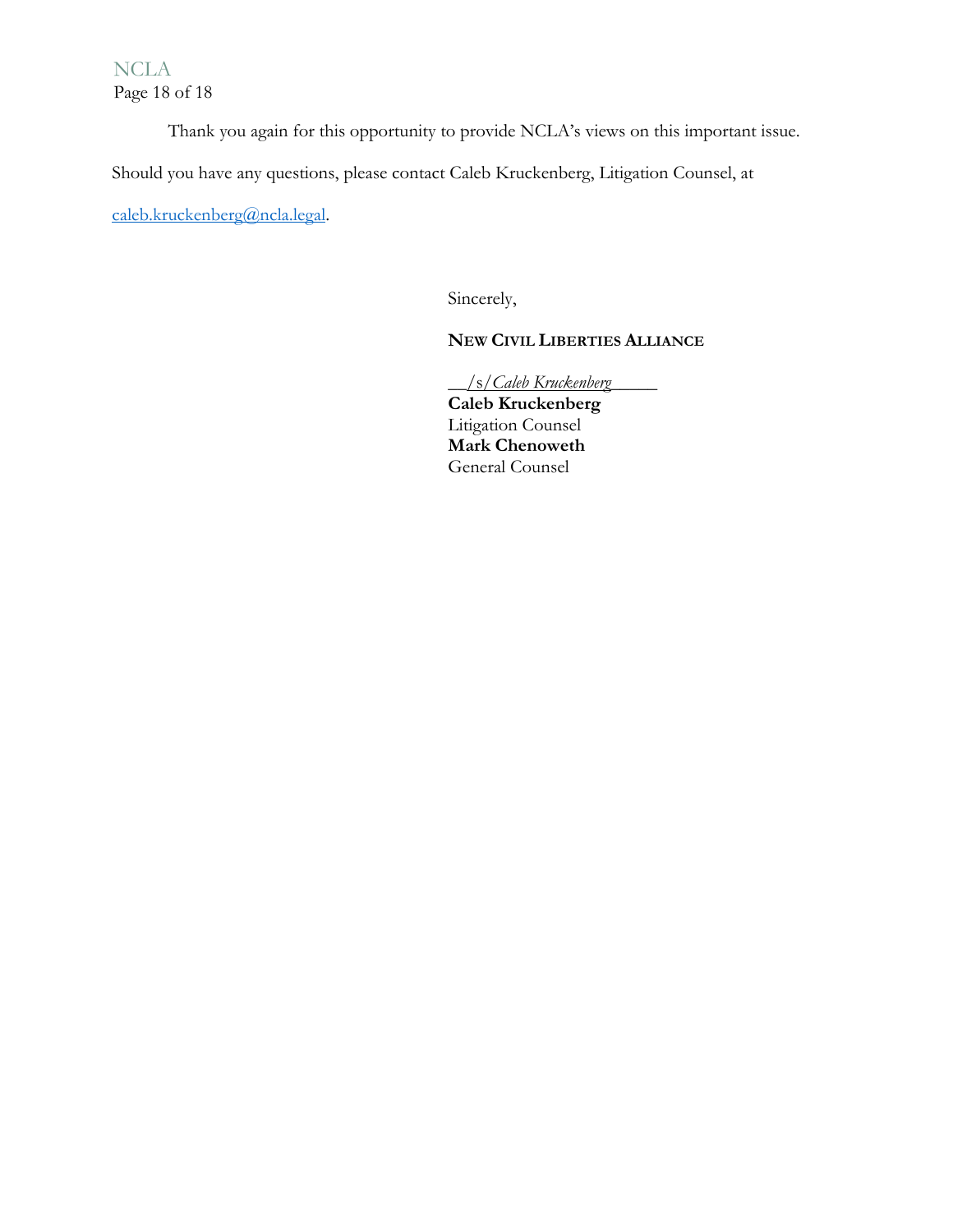Thank you again for this opportunity to provide NCLA's views on this important issue. Should you have any questions, please contact Caleb Kruckenberg, Litigation Counsel, at caleb.kruckenberg@ncla.legal.

Sincerely,

**NEW CIVIL LIBERTIES ALLIANCE**

/s/*Caleb Kruckenberg*
**Caleb Kruckenberg**
Litigation Counsel
**Mark Chenoweth**
General Counsel